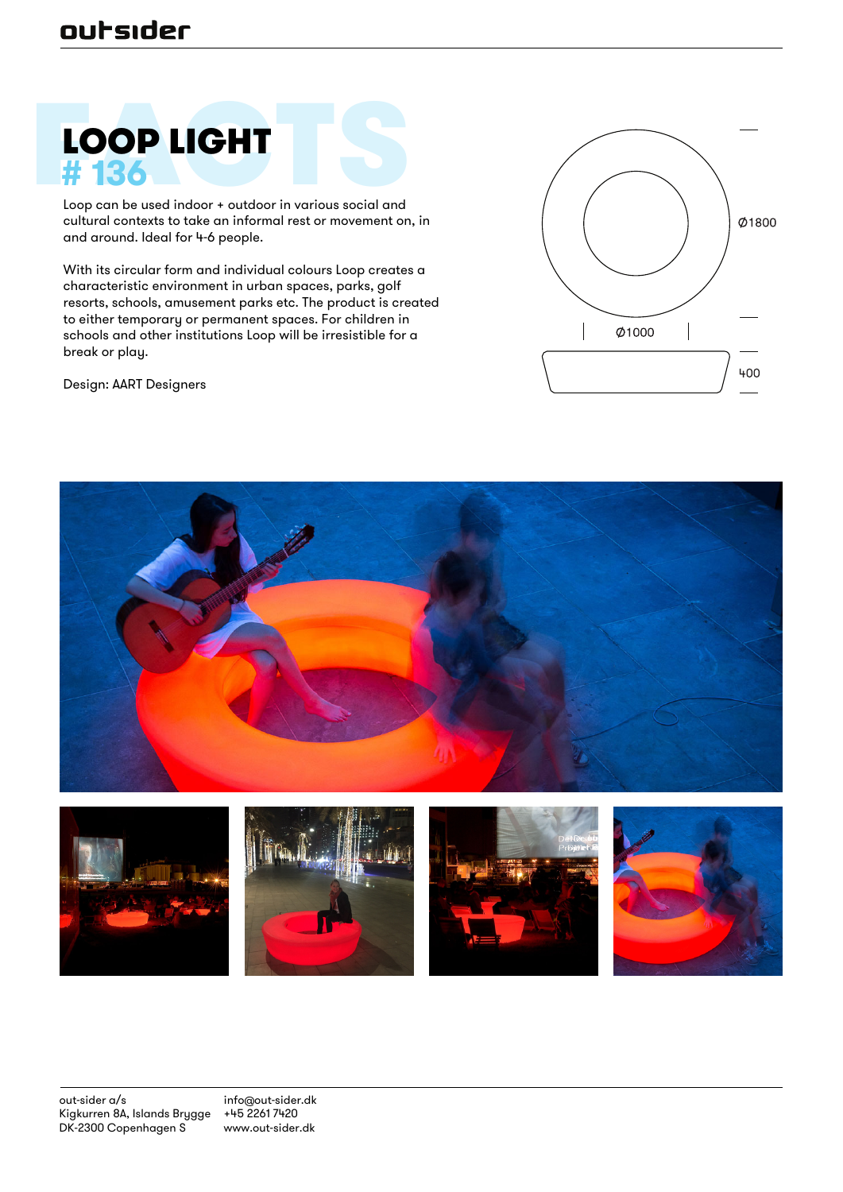# LOOP LIGHT

## # 136

Loop can be used indoor + outdoor in various social and cultural contexts to take an informal rest or movement on, in and around. Ideal for 4-6 people.

With its circular form and individual colours Loop creates a characteristic environment in urban spaces, parks, golf resorts, schools, amusement parks etc. The product is created to either temporary or permanent spaces. For children in schools and other institutions Loop will be irresistible for a break or play.

Design: AART Designers

Ø1800

Ø1000

400

out-sider a/s
Kigkurren 8A, Islands Brygge
DK-2300 Copenhagen S

info@out-sider.dk
+45 2261 7420
www.out-sider.dk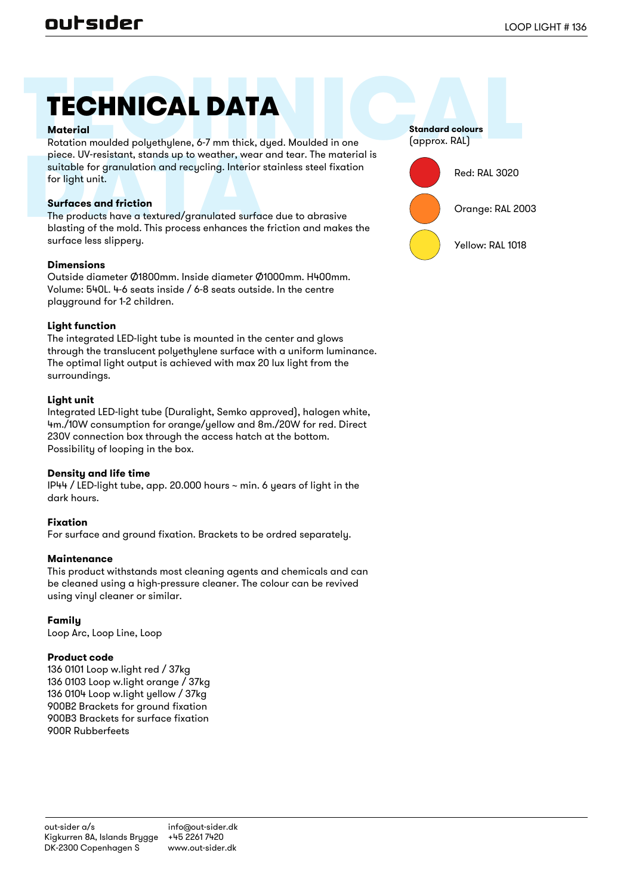# TECHNICAL DATA

**Material**
Rotation moulded polyethylene, 6-7 mm thick, dyed. Moulded in one piece. UV-resistant, stands up to weather, wear and tear. The material is suitable for granulation and recycling. Interior stainless steel fixation for light unit.

**Surfaces and friction**
The products have a textured/granulated surface due to abrasive blasting of the mold. This process enhances the friction and makes the surface less slippery.

**Dimensions**
Outside diameter Ø1800mm. Inside diameter Ø1000mm. H400mm. Volume: 540L. 4-6 seats inside / 6-8 seats outside. In the centre playground for 1-2 children.

**Light function**
The integrated LED-light tube is mounted in the center and glows through the translucent polyethylene surface with a uniform luminance. The optimal light output is achieved with max 20 lux light from the surroundings.

**Light unit**
Integrated LED-light tube (Duralight, Semko approved), halogen white, 4m./10W consumption for orange/yellow and 8m./20W for red. Direct 230V connection box through the access hatch at the bottom. Possibility of looping in the box.

**Density and life time**
IP44 / LED-light tube, app. 20.000 hours ~ min. 6 years of light in the dark hours.

**Fixation**
For surface and ground fixation. Brackets to be ordred separately.

**Maintenance**
This product withstands most cleaning agents and chemicals and can be cleaned using a high-pressure cleaner. The colour can be revived using vinyl cleaner or similar.

**Family**
Loop Arc, Loop Line, Loop

**Product code**
136 0101 Loop w.light red / 37kg
136 0103 Loop w.light orange / 37kg
136 0104 Loop w.light yellow / 37kg
900B2 Brackets for ground fixation
900B3 Brackets for surface fixation
900R Rubberfeets

**Standard colours**
(approx. RAL)

Red: RAL 3020

Orange: RAL 2003

Yellow: RAL 1018

out-sider a/s
Kigkurren 8A, Islands Brygge
DK-2300 Copenhagen S

info@out-sider.dk
+45 2261 7420
www.out-sider.dk